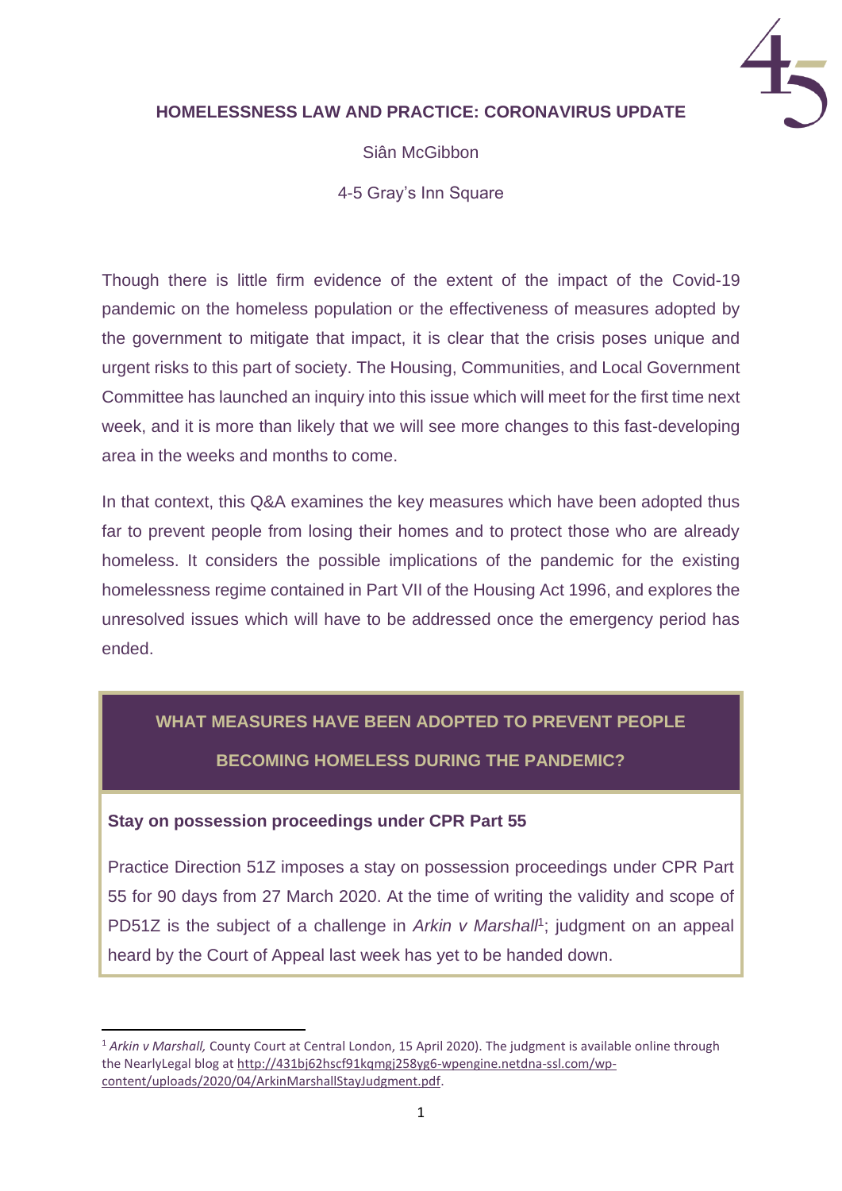# HOMELESSNESS LAW AND PRACTICE: CORONAVIRUS UPDATE

Siân McGibbon

4-5 Gray's Inn Square

Though there is little firm evidence of the extent of the impact of the Covid-19 pandemic on the homeless population or the effectiveness of measures adopted by the government to mitigate that impact, it is clear that the crisis poses unique and urgent risks to this part of society. The Housing, Communities, and Local Government Committee has launched an inquiry into this issue which will meet for the first time next week, and it is more than likely that we will see more changes to this fast-developing area in the weeks and months to come.

In that context, this Q&A examines the key measures which have been adopted thus far to prevent people from losing their homes and to protect those who are already homeless. It considers the possible implications of the pandemic for the existing homelessness regime contained in Part VII of the Housing Act 1996, and explores the unresolved issues which will have to be addressed once the emergency period has ended.

## WHAT MEASURES HAVE BEEN ADOPTED TO PREVENT PEOPLE BECOMING HOMELESS DURING THE PANDEMIC?

### Stay on possession proceedings under CPR Part 55

Practice Direction 51Z imposes a stay on possession proceedings under CPR Part 55 for 90 days from 27 March 2020. At the time of writing the validity and scope of PD51Z is the subject of a challenge in *Arkin v Marshall*[1]; judgment on an appeal heard by the Court of Appeal last week has yet to be handed down.

---

[1] *Arkin v Marshall,* County Court at Central London, 15 April 2020). The judgment is available online through the NearlyLegal blog at http://431bj62hscf91kqmgj258yg6-wpengine.netdna-ssl.com/wp-content/uploads/2020/04/ArkinMarshallStayJudgment.pdf.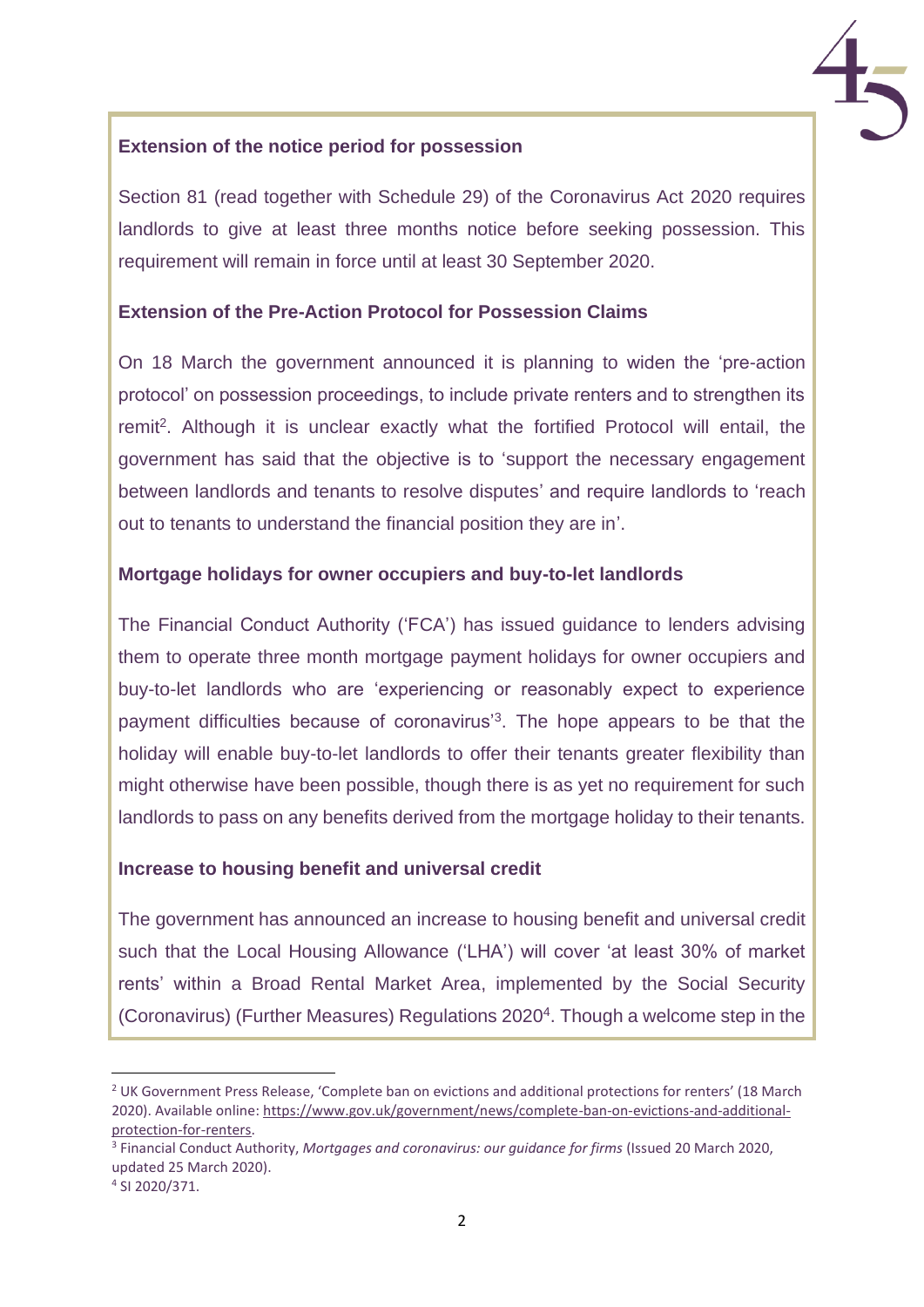**Extension of the notice period for possession**

Section 81 (read together with Schedule 29) of the Coronavirus Act 2020 requires landlords to give at least three months notice before seeking possession. This requirement will remain in force until at least 30 September 2020.

**Extension of the Pre-Action Protocol for Possession Claims**

On 18 March the government announced it is planning to widen the 'pre-action protocol' on possession proceedings, to include private renters and to strengthen its remit[2]. Although it is unclear exactly what the fortified Protocol will entail, the government has said that the objective is to 'support the necessary engagement between landlords and tenants to resolve disputes' and require landlords to 'reach out to tenants to understand the financial position they are in'.

**Mortgage holidays for owner occupiers and buy-to-let landlords**

The Financial Conduct Authority ('FCA') has issued guidance to lenders advising them to operate three month mortgage payment holidays for owner occupiers and buy-to-let landlords who are 'experiencing or reasonably expect to experience payment difficulties because of coronavirus'[3]. The hope appears to be that the holiday will enable buy-to-let landlords to offer their tenants greater flexibility than might otherwise have been possible, though there is as yet no requirement for such landlords to pass on any benefits derived from the mortgage holiday to their tenants.

**Increase to housing benefit and universal credit**

The government has announced an increase to housing benefit and universal credit such that the Local Housing Allowance ('LHA') will cover 'at least 30% of market rents' within a Broad Rental Market Area, implemented by the Social Security (Coronavirus) (Further Measures) Regulations 2020[4]. Though a welcome step in the

---

[2] UK Government Press Release, 'Complete ban on evictions and additional protections for renters' (18 March 2020). Available online: https://www.gov.uk/government/news/complete-ban-on-evictions-and-additional-protection-for-renters.

[3] Financial Conduct Authority, *Mortgages and coronavirus: our guidance for firms* (Issued 20 March 2020, updated 25 March 2020).

[4] SI 2020/371.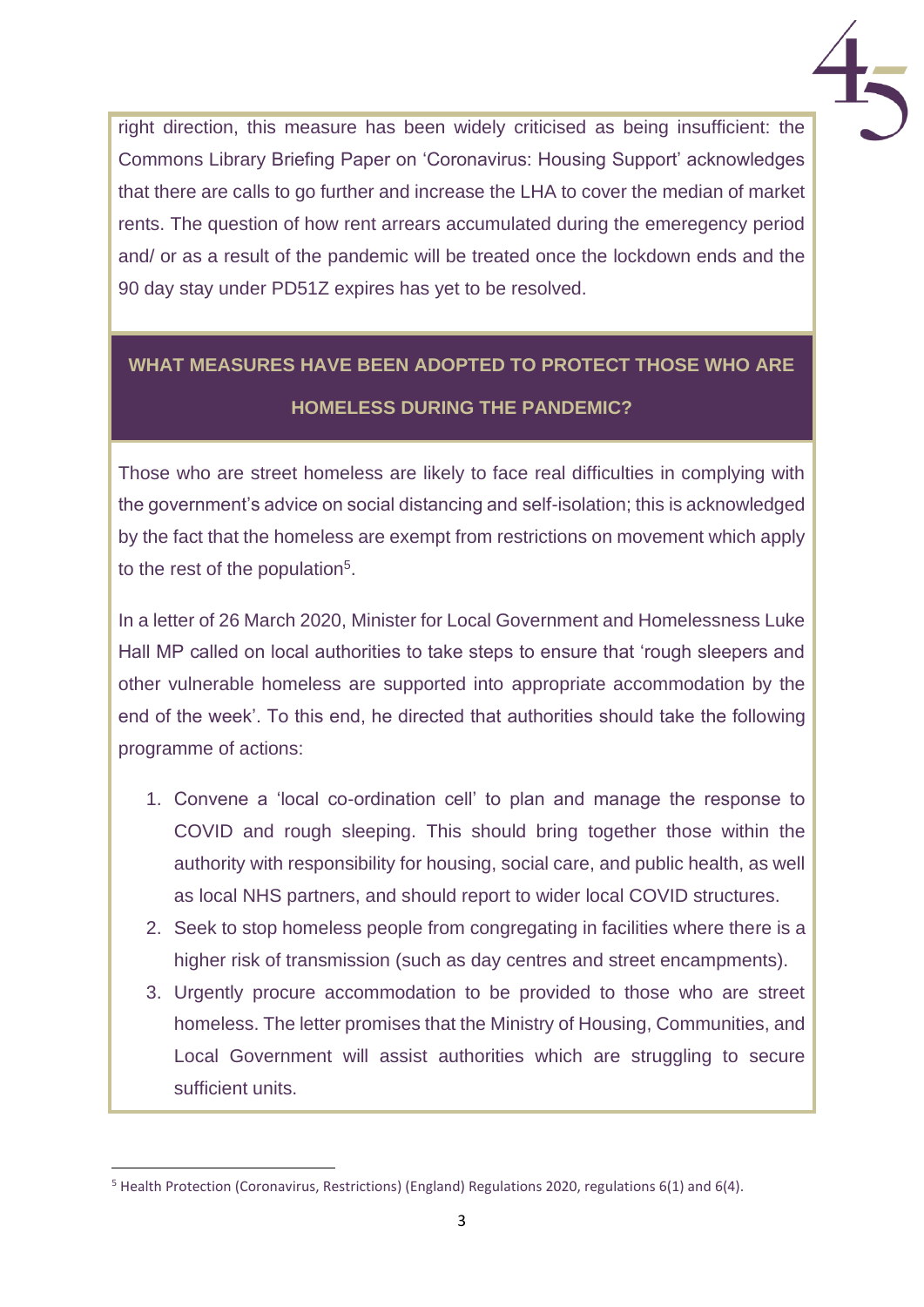right direction, this measure has been widely criticised as being insufficient: the Commons Library Briefing Paper on 'Coronavirus: Housing Support' acknowledges that there are calls to go further and increase the LHA to cover the median of market rents. The question of how rent arrears accumulated during the emeregency period and/ or as a result of the pandemic will be treated once the lockdown ends and the 90 day stay under PD51Z expires has yet to be resolved.

## WHAT MEASURES HAVE BEEN ADOPTED TO PROTECT THOSE WHO ARE HOMELESS DURING THE PANDEMIC?

Those who are street homeless are likely to face real difficulties in complying with the government's advice on social distancing and self-isolation; this is acknowledged by the fact that the homeless are exempt from restrictions on movement which apply to the rest of the population[5].

In a letter of 26 March 2020, Minister for Local Government and Homelessness Luke Hall MP called on local authorities to take steps to ensure that 'rough sleepers and other vulnerable homeless are supported into appropriate accommodation by the end of the week'. To this end, he directed that authorities should take the following programme of actions:

1. Convene a 'local co-ordination cell' to plan and manage the response to COVID and rough sleeping. This should bring together those within the authority with responsibility for housing, social care, and public health, as well as local NHS partners, and should report to wider local COVID structures.
2. Seek to stop homeless people from congregating in facilities where there is a higher risk of transmission (such as day centres and street encampments).
3. Urgently procure accommodation to be provided to those who are street homeless. The letter promises that the Ministry of Housing, Communities, and Local Government will assist authorities which are struggling to secure sufficient units.

[5] Health Protection (Coronavirus, Restrictions) (England) Regulations 2020, regulations 6(1) and 6(4).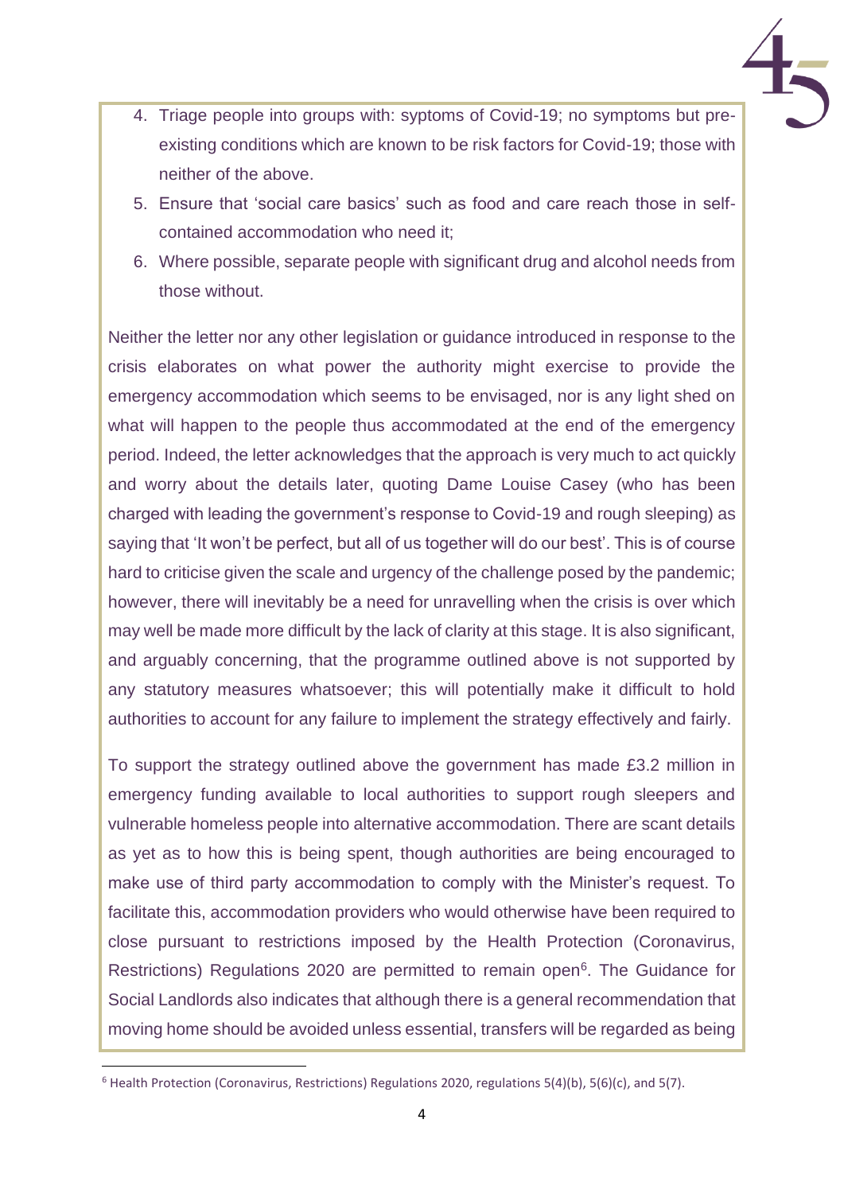4. Triage people into groups with: syptoms of Covid-19; no symptoms but pre-existing conditions which are known to be risk factors for Covid-19; those with neither of the above.
5. Ensure that 'social care basics' such as food and care reach those in self-contained accommodation who need it;
6. Where possible, separate people with significant drug and alcohol needs from those without.

Neither the letter nor any other legislation or guidance introduced in response to the crisis elaborates on what power the authority might exercise to provide the emergency accommodation which seems to be envisaged, nor is any light shed on what will happen to the people thus accommodated at the end of the emergency period. Indeed, the letter acknowledges that the approach is very much to act quickly and worry about the details later, quoting Dame Louise Casey (who has been charged with leading the government's response to Covid-19 and rough sleeping) as saying that 'It won't be perfect, but all of us together will do our best'. This is of course hard to criticise given the scale and urgency of the challenge posed by the pandemic; however, there will inevitably be a need for unravelling when the crisis is over which may well be made more difficult by the lack of clarity at this stage. It is also significant, and arguably concerning, that the programme outlined above is not supported by any statutory measures whatsoever; this will potentially make it difficult to hold authorities to account for any failure to implement the strategy effectively and fairly.

To support the strategy outlined above the government has made £3.2 million in emergency funding available to local authorities to support rough sleepers and vulnerable homeless people into alternative accommodation. There are scant details as yet as to how this is being spent, though authorities are being encouraged to make use of third party accommodation to comply with the Minister's request. To facilitate this, accommodation providers who would otherwise have been required to close pursuant to restrictions imposed by the Health Protection (Coronavirus, Restrictions) Regulations 2020 are permitted to remain open[6]. The Guidance for Social Landlords also indicates that although there is a general recommendation that moving home should be avoided unless essential, transfers will be regarded as being

[6] Health Protection (Coronavirus, Restrictions) Regulations 2020, regulations 5(4)(b), 5(6)(c), and 5(7).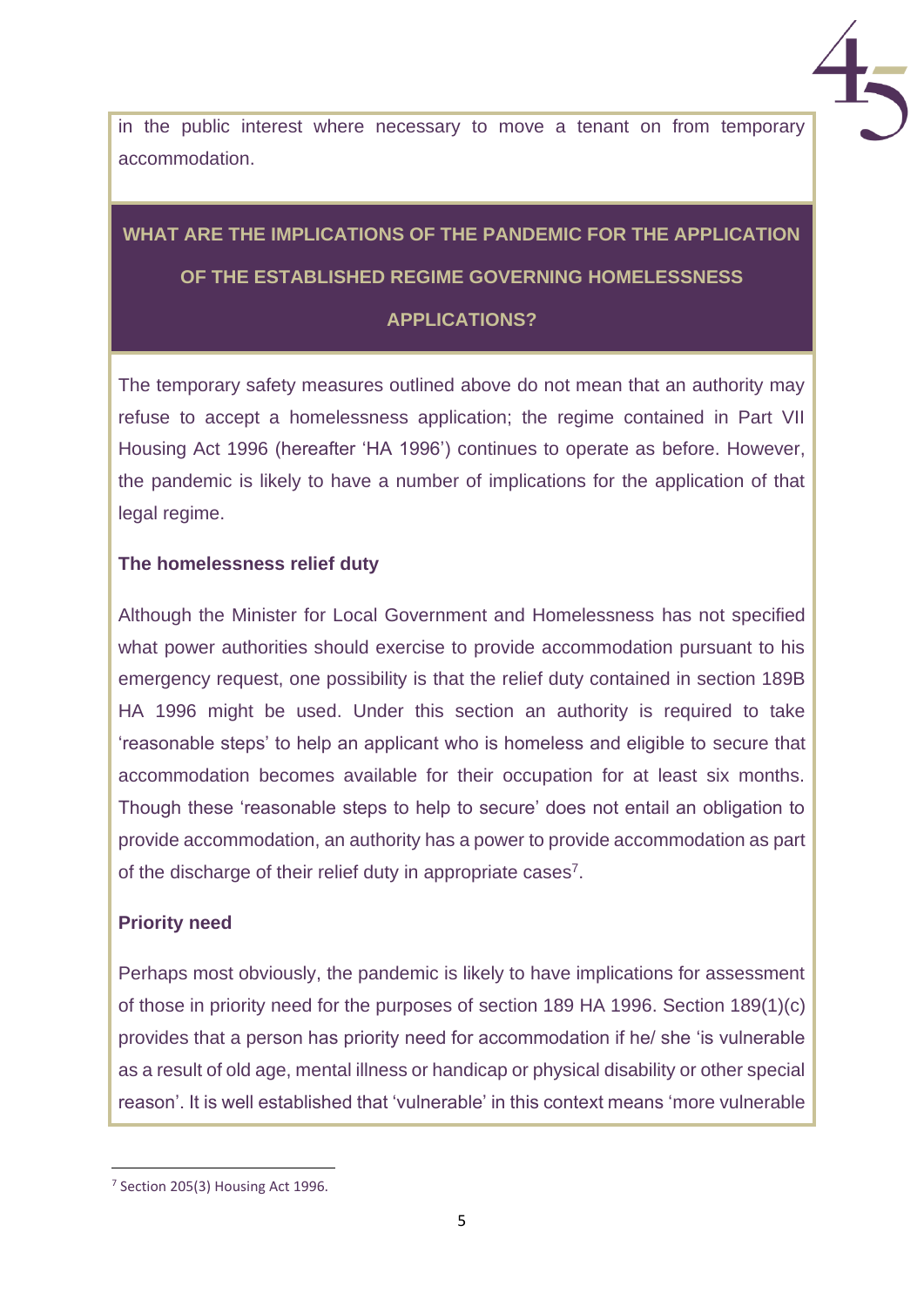in the public interest where necessary to move a tenant on from temporary accommodation.

## WHAT ARE THE IMPLICATIONS OF THE PANDEMIC FOR THE APPLICATION OF THE ESTABLISHED REGIME GOVERNING HOMELESSNESS APPLICATIONS?

The temporary safety measures outlined above do not mean that an authority may refuse to accept a homelessness application; the regime contained in Part VII Housing Act 1996 (hereafter 'HA 1996') continues to operate as before. However, the pandemic is likely to have a number of implications for the application of that legal regime.

### The homelessness relief duty

Although the Minister for Local Government and Homelessness has not specified what power authorities should exercise to provide accommodation pursuant to his emergency request, one possibility is that the relief duty contained in section 189B HA 1996 might be used. Under this section an authority is required to take 'reasonable steps' to help an applicant who is homeless and eligible to secure that accommodation becomes available for their occupation for at least six months. Though these 'reasonable steps to help to secure' does not entail an obligation to provide accommodation, an authority has a power to provide accommodation as part of the discharge of their relief duty in appropriate cases[7].

### Priority need

Perhaps most obviously, the pandemic is likely to have implications for assessment of those in priority need for the purposes of section 189 HA 1996. Section 189(1)(c) provides that a person has priority need for accommodation if he/ she 'is vulnerable as a result of old age, mental illness or handicap or physical disability or other special reason'. It is well established that 'vulnerable' in this context means 'more vulnerable

[7] Section 205(3) Housing Act 1996.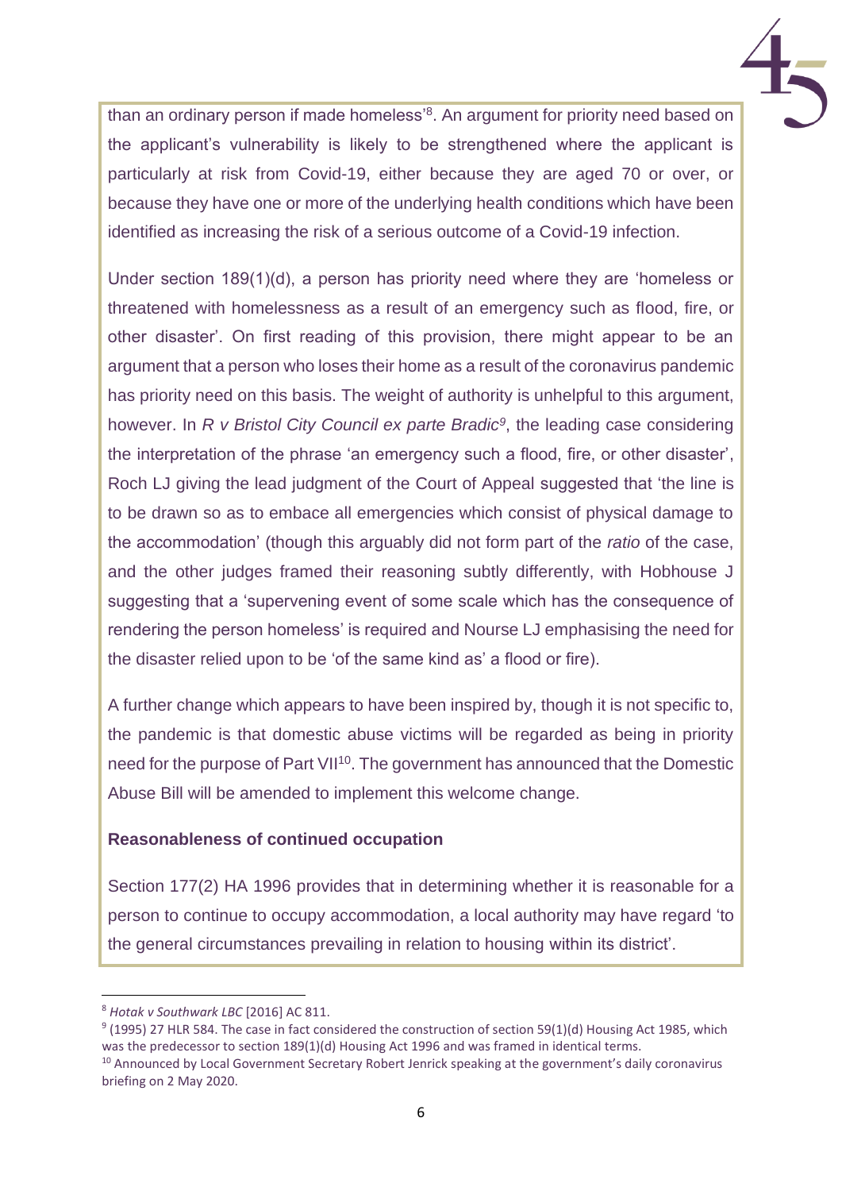than an ordinary person if made homeless'[8]. An argument for priority need based on the applicant's vulnerability is likely to be strengthened where the applicant is particularly at risk from Covid-19, either because they are aged 70 or over, or because they have one or more of the underlying health conditions which have been identified as increasing the risk of a serious outcome of a Covid-19 infection.

Under section 189(1)(d), a person has priority need where they are 'homeless or threatened with homelessness as a result of an emergency such as flood, fire, or other disaster'. On first reading of this provision, there might appear to be an argument that a person who loses their home as a result of the coronavirus pandemic has priority need on this basis. The weight of authority is unhelpful to this argument, however. In *R v Bristol City Council ex parte Bradic*[9], the leading case considering the interpretation of the phrase 'an emergency such a flood, fire, or other disaster', Roch LJ giving the lead judgment of the Court of Appeal suggested that 'the line is to be drawn so as to embace all emergencies which consist of physical damage to the accommodation' (though this arguably did not form part of the *ratio* of the case, and the other judges framed their reasoning subtly differently, with Hobhouse J suggesting that a 'supervening event of some scale which has the consequence of rendering the person homeless' is required and Nourse LJ emphasising the need for the disaster relied upon to be 'of the same kind as' a flood or fire).

A further change which appears to have been inspired by, though it is not specific to, the pandemic is that domestic abuse victims will be regarded as being in priority need for the purpose of Part VII[10]. The government has announced that the Domestic Abuse Bill will be amended to implement this welcome change.

**Reasonableness of continued occupation**

Section 177(2) HA 1996 provides that in determining whether it is reasonable for a person to continue to occupy accommodation, a local authority may have regard 'to the general circumstances prevailing in relation to housing within its district'.

---

[8] *Hotak v Southwark LBC* [2016] AC 811.

[9] (1995) 27 HLR 584. The case in fact considered the construction of section 59(1)(d) Housing Act 1985, which was the predecessor to section 189(1)(d) Housing Act 1996 and was framed in identical terms.

[10] Announced by Local Government Secretary Robert Jenrick speaking at the government's daily coronavirus briefing on 2 May 2020.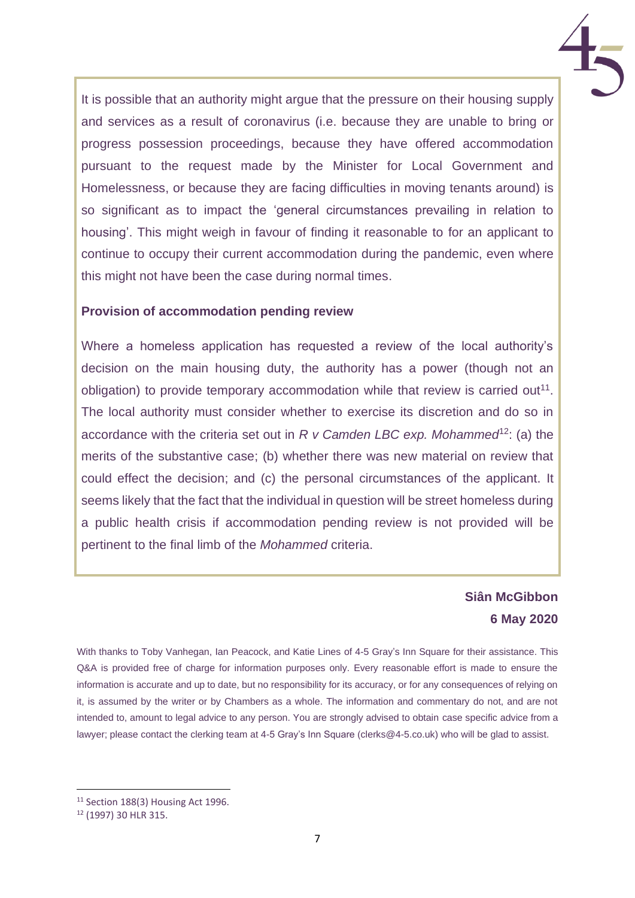It is possible that an authority might argue that the pressure on their housing supply and services as a result of coronavirus (i.e. because they are unable to bring or progress possession proceedings, because they have offered accommodation pursuant to the request made by the Minister for Local Government and Homelessness, or because they are facing difficulties in moving tenants around) is so significant as to impact the 'general circumstances prevailing in relation to housing'. This might weigh in favour of finding it reasonable to for an applicant to continue to occupy their current accommodation during the pandemic, even where this might not have been the case during normal times.

**Provision of accommodation pending review**

Where a homeless application has requested a review of the local authority's decision on the main housing duty, the authority has a power (though not an obligation) to provide temporary accommodation while that review is carried out[11]. The local authority must consider whether to exercise its discretion and do so in accordance with the criteria set out in *R v Camden LBC exp. Mohammed*[12]: (a) the merits of the substantive case; (b) whether there was new material on review that could effect the decision; and (c) the personal circumstances of the applicant. It seems likely that the fact that the individual in question will be street homeless during a public health crisis if accommodation pending review is not provided will be pertinent to the final limb of the *Mohammed* criteria.

**Siân McGibbon**
**6 May 2020**

With thanks to Toby Vanhegan, Ian Peacock, and Katie Lines of 4-5 Gray's Inn Square for their assistance. This Q&A is provided free of charge for information purposes only. Every reasonable effort is made to ensure the information is accurate and up to date, but no responsibility for its accuracy, or for any consequences of relying on it, is assumed by the writer or by Chambers as a whole. The information and commentary do not, and are not intended to, amount to legal advice to any person. You are strongly advised to obtain case specific advice from a lawyer; please contact the clerking team at 4-5 Gray's Inn Square (clerks@4-5.co.uk) who will be glad to assist.

[11] Section 188(3) Housing Act 1996.
[12] (1997) 30 HLR 315.